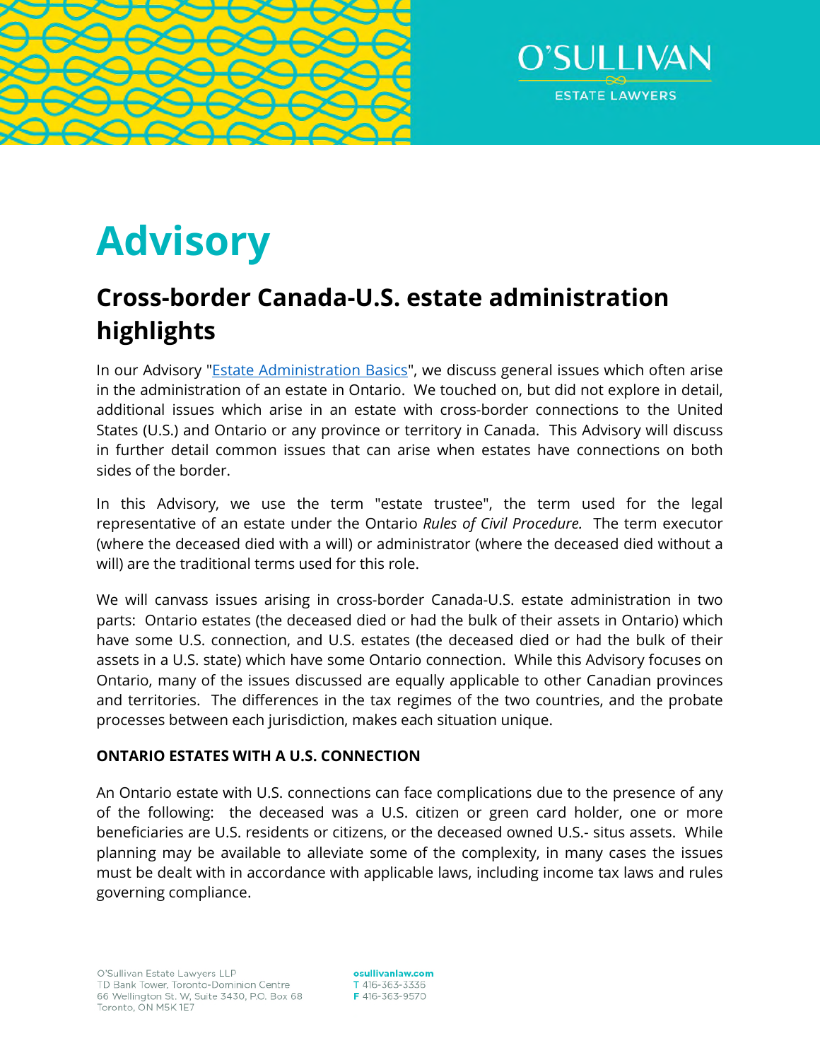# Advisory

## Cross-border Canada-U.S. estate administration highlights

In our Advisory "[Estate Administration Basics]", we discuss general issues which often arise in the administration of an estate in Ontario. We touched on, but did not explore in detail, additional issues which arise in an estate with cross-border connections to the United States (U.S.) and Ontario or any province or territory in Canada. This Advisory will discuss in further detail common issues that can arise when estates have connections on both sides of the border.

In this Advisory, we use the term "estate trustee", the term used for the legal representative of an estate under the Ontario *Rules of Civil Procedure.* The term executor (where the deceased died with a will) or administrator (where the deceased died without a will) are the traditional terms used for this role.

We will canvass issues arising in cross-border Canada-U.S. estate administration in two parts: Ontario estates (the deceased died or had the bulk of their assets in Ontario) which have some U.S. connection, and U.S. estates (the deceased died or had the bulk of their assets in a U.S. state) which have some Ontario connection. While this Advisory focuses on Ontario, many of the issues discussed are equally applicable to other Canadian provinces and territories. The differences in the tax regimes of the two countries, and the probate processes between each jurisdiction, makes each situation unique.

**ONTARIO ESTATES WITH A U.S. CONNECTION**

An Ontario estate with U.S. connections can face complications due to the presence of any of the following: the deceased was a U.S. citizen or green card holder, one or more beneficiaries are U.S. residents or citizens, or the deceased owned U.S.- situs assets. While planning may be available to alleviate some of the complexity, in many cases the issues must be dealt with in accordance with applicable laws, including income tax laws and rules governing compliance.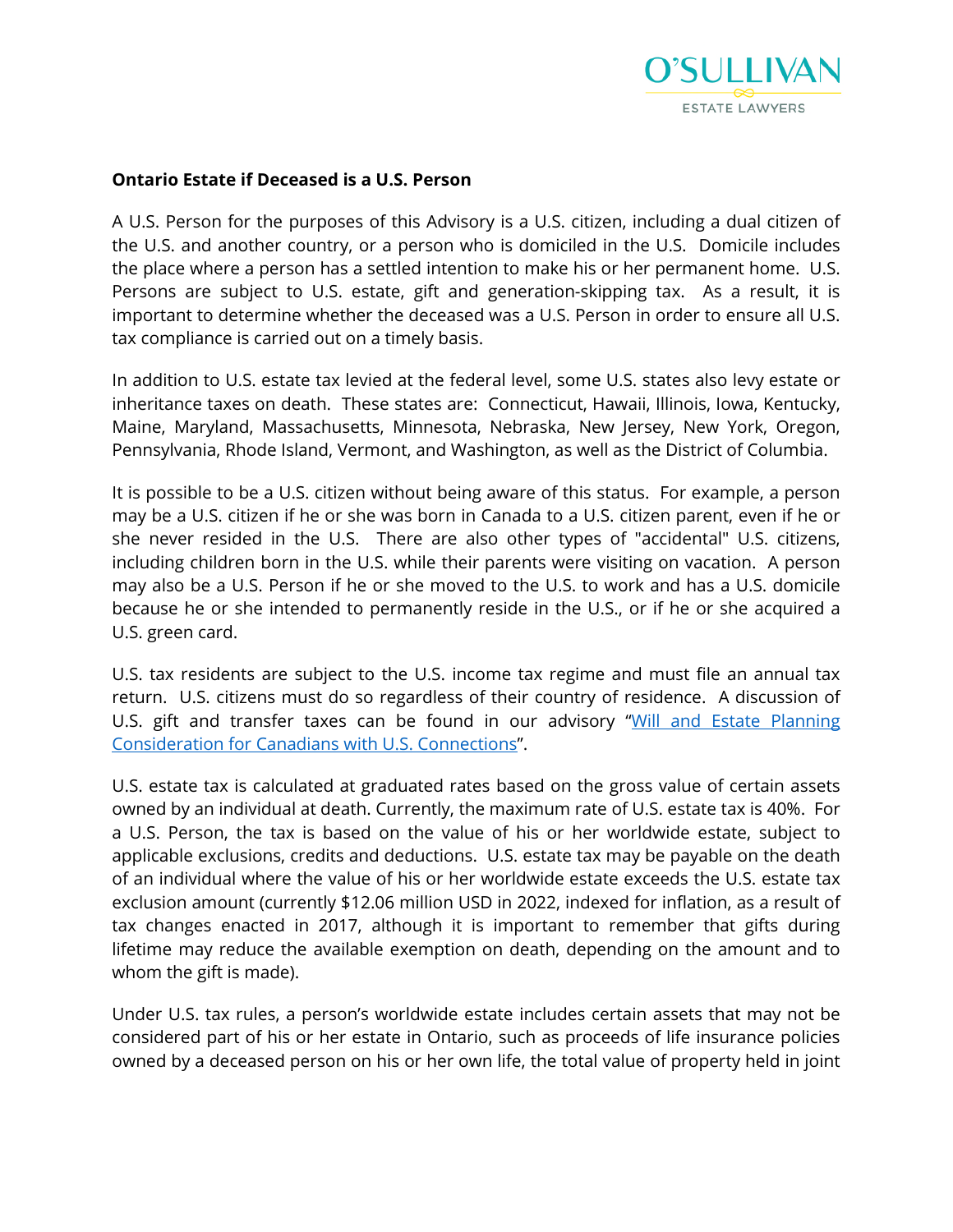**Ontario Estate if Deceased is a U.S. Person**

A U.S. Person for the purposes of this Advisory is a U.S. citizen, including a dual citizen of the U.S. and another country, or a person who is domiciled in the U.S. Domicile includes the place where a person has a settled intention to make his or her permanent home. U.S. Persons are subject to U.S. estate, gift and generation-skipping tax. As a result, it is important to determine whether the deceased was a U.S. Person in order to ensure all U.S. tax compliance is carried out on a timely basis.

In addition to U.S. estate tax levied at the federal level, some U.S. states also levy estate or inheritance taxes on death. These states are: Connecticut, Hawaii, Illinois, Iowa, Kentucky, Maine, Maryland, Massachusetts, Minnesota, Nebraska, New Jersey, New York, Oregon, Pennsylvania, Rhode Island, Vermont, and Washington, as well as the District of Columbia.

It is possible to be a U.S. citizen without being aware of this status. For example, a person may be a U.S. citizen if he or she was born in Canada to a U.S. citizen parent, even if he or she never resided in the U.S. There are also other types of "accidental" U.S. citizens, including children born in the U.S. while their parents were visiting on vacation. A person may also be a U.S. Person if he or she moved to the U.S. to work and has a U.S. domicile because he or she intended to permanently reside in the U.S., or if he or she acquired a U.S. green card.

U.S. tax residents are subject to the U.S. income tax regime and must file an annual tax return. U.S. citizens must do so regardless of their country of residence. A discussion of U.S. gift and transfer taxes can be found in our advisory "[Will and Estate Planning Consideration for Canadians with U.S. Connections]".

U.S. estate tax is calculated at graduated rates based on the gross value of certain assets owned by an individual at death. Currently, the maximum rate of U.S. estate tax is 40%. For a U.S. Person, the tax is based on the value of his or her worldwide estate, subject to applicable exclusions, credits and deductions. U.S. estate tax may be payable on the death of an individual where the value of his or her worldwide estate exceeds the U.S. estate tax exclusion amount (currently $12.06 million USD in 2022, indexed for inflation, as a result of tax changes enacted in 2017, although it is important to remember that gifts during lifetime may reduce the available exemption on death, depending on the amount and to whom the gift is made).

Under U.S. tax rules, a person's worldwide estate includes certain assets that may not be considered part of his or her estate in Ontario, such as proceeds of life insurance policies owned by a deceased person on his or her own life, the total value of property held in joint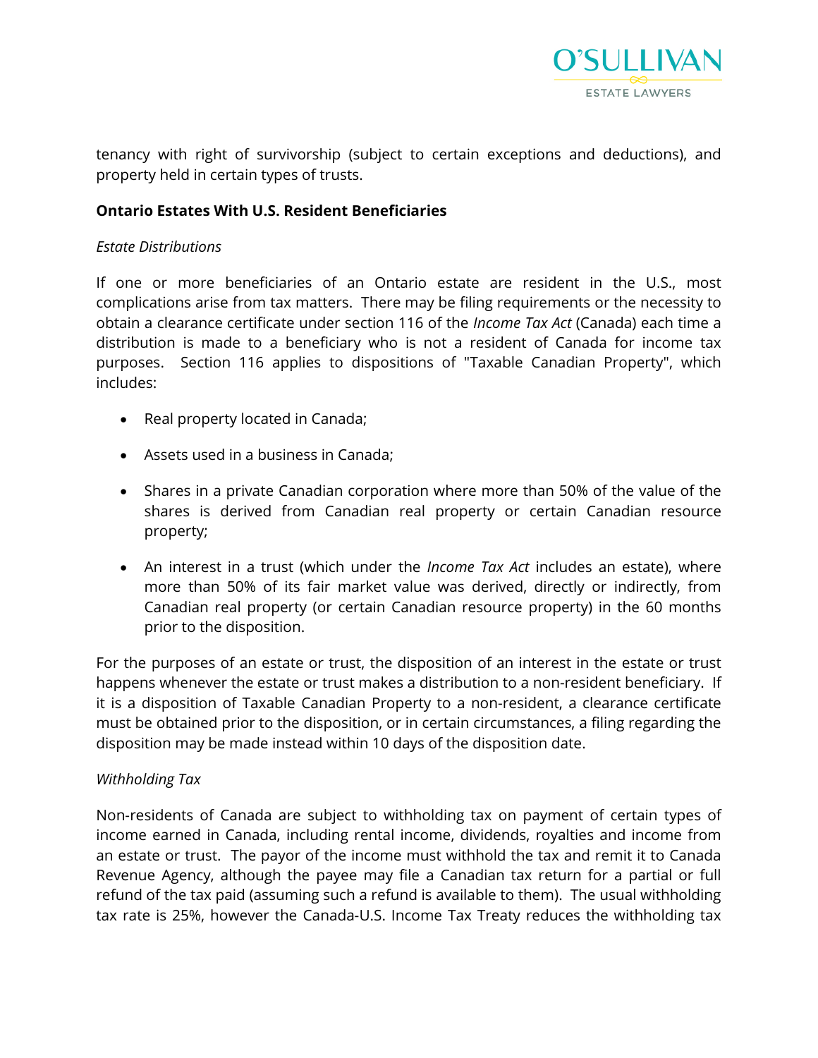tenancy with right of survivorship (subject to certain exceptions and deductions), and property held in certain types of trusts.

**Ontario Estates With U.S. Resident Beneficiaries**

*Estate Distributions*

If one or more beneficiaries of an Ontario estate are resident in the U.S., most complications arise from tax matters. There may be filing requirements or the necessity to obtain a clearance certificate under section 116 of the *Income Tax Act* (Canada) each time a distribution is made to a beneficiary who is not a resident of Canada for income tax purposes. Section 116 applies to dispositions of "Taxable Canadian Property", which includes:

- Real property located in Canada;
- Assets used in a business in Canada;
- Shares in a private Canadian corporation where more than 50% of the value of the shares is derived from Canadian real property or certain Canadian resource property;
- An interest in a trust (which under the *Income Tax Act* includes an estate), where more than 50% of its fair market value was derived, directly or indirectly, from Canadian real property (or certain Canadian resource property) in the 60 months prior to the disposition.

For the purposes of an estate or trust, the disposition of an interest in the estate or trust happens whenever the estate or trust makes a distribution to a non-resident beneficiary. If it is a disposition of Taxable Canadian Property to a non-resident, a clearance certificate must be obtained prior to the disposition, or in certain circumstances, a filing regarding the disposition may be made instead within 10 days of the disposition date.

*Withholding Tax*

Non-residents of Canada are subject to withholding tax on payment of certain types of income earned in Canada, including rental income, dividends, royalties and income from an estate or trust. The payor of the income must withhold the tax and remit it to Canada Revenue Agency, although the payee may file a Canadian tax return for a partial or full refund of the tax paid (assuming such a refund is available to them). The usual withholding tax rate is 25%, however the Canada-U.S. Income Tax Treaty reduces the withholding tax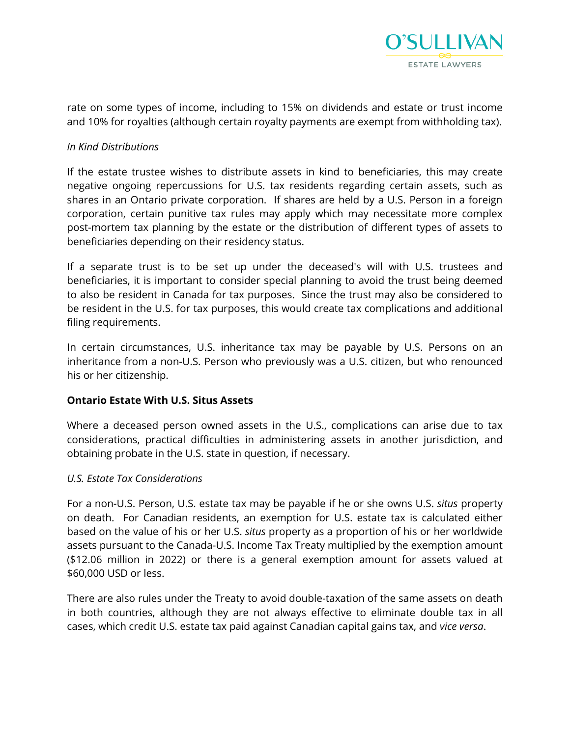rate on some types of income, including to 15% on dividends and estate or trust income and 10% for royalties (although certain royalty payments are exempt from withholding tax).

*In Kind Distributions*

If the estate trustee wishes to distribute assets in kind to beneficiaries, this may create negative ongoing repercussions for U.S. tax residents regarding certain assets, such as shares in an Ontario private corporation. If shares are held by a U.S. Person in a foreign corporation, certain punitive tax rules may apply which may necessitate more complex post-mortem tax planning by the estate or the distribution of different types of assets to beneficiaries depending on their residency status.

If a separate trust is to be set up under the deceased's will with U.S. trustees and beneficiaries, it is important to consider special planning to avoid the trust being deemed to also be resident in Canada for tax purposes. Since the trust may also be considered to be resident in the U.S. for tax purposes, this would create tax complications and additional filing requirements.

In certain circumstances, U.S. inheritance tax may be payable by U.S. Persons on an inheritance from a non-U.S. Person who previously was a U.S. citizen, but who renounced his or her citizenship.

**Ontario Estate With U.S. Situs Assets**

Where a deceased person owned assets in the U.S., complications can arise due to tax considerations, practical difficulties in administering assets in another jurisdiction, and obtaining probate in the U.S. state in question, if necessary.

*U.S. Estate Tax Considerations*

For a non-U.S. Person, U.S. estate tax may be payable if he or she owns U.S. *situs* property on death. For Canadian residents, an exemption for U.S. estate tax is calculated either based on the value of his or her U.S. *situs* property as a proportion of his or her worldwide assets pursuant to the Canada-U.S. Income Tax Treaty multiplied by the exemption amount ($12.06 million in 2022) or there is a general exemption amount for assets valued at $60,000 USD or less.

There are also rules under the Treaty to avoid double-taxation of the same assets on death in both countries, although they are not always effective to eliminate double tax in all cases, which credit U.S. estate tax paid against Canadian capital gains tax, and *vice versa*.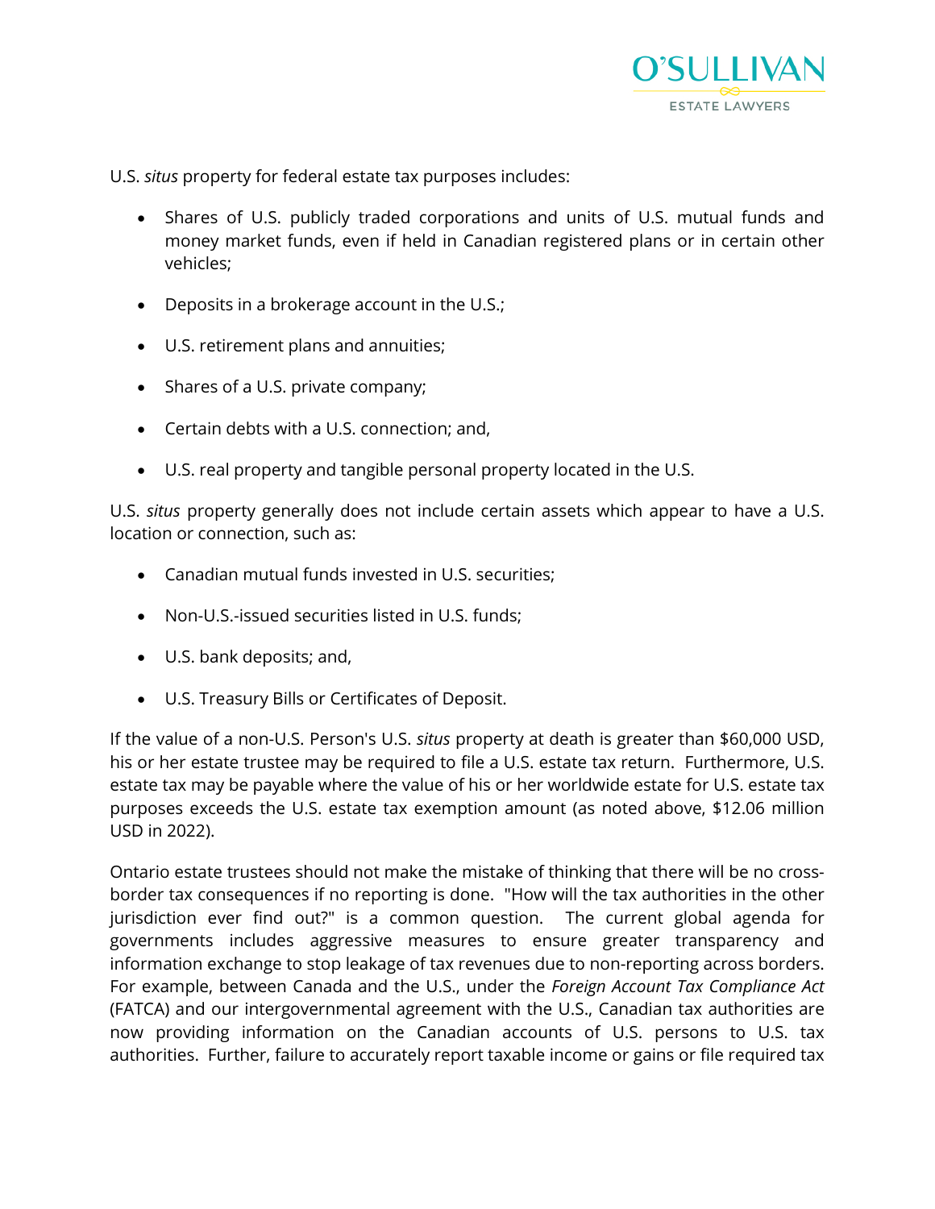U.S. *situs* property for federal estate tax purposes includes:

- Shares of U.S. publicly traded corporations and units of U.S. mutual funds and money market funds, even if held in Canadian registered plans or in certain other vehicles;
- Deposits in a brokerage account in the U.S.;
- U.S. retirement plans and annuities;
- Shares of a U.S. private company;
- Certain debts with a U.S. connection; and,
- U.S. real property and tangible personal property located in the U.S.

U.S. *situs* property generally does not include certain assets which appear to have a U.S. location or connection, such as:

- Canadian mutual funds invested in U.S. securities;
- Non-U.S.-issued securities listed in U.S. funds;
- U.S. bank deposits; and,
- U.S. Treasury Bills or Certificates of Deposit.

If the value of a non-U.S. Person's U.S. *situs* property at death is greater than $60,000 USD, his or her estate trustee may be required to file a U.S. estate tax return. Furthermore, U.S. estate tax may be payable where the value of his or her worldwide estate for U.S. estate tax purposes exceeds the U.S. estate tax exemption amount (as noted above, $12.06 million USD in 2022).

Ontario estate trustees should not make the mistake of thinking that there will be no cross-border tax consequences if no reporting is done. "How will the tax authorities in the other jurisdiction ever find out?" is a common question. The current global agenda for governments includes aggressive measures to ensure greater transparency and information exchange to stop leakage of tax revenues due to non-reporting across borders. For example, between Canada and the U.S., under the *Foreign Account Tax Compliance Act* (FATCA) and our intergovernmental agreement with the U.S., Canadian tax authorities are now providing information on the Canadian accounts of U.S. persons to U.S. tax authorities. Further, failure to accurately report taxable income or gains or file required tax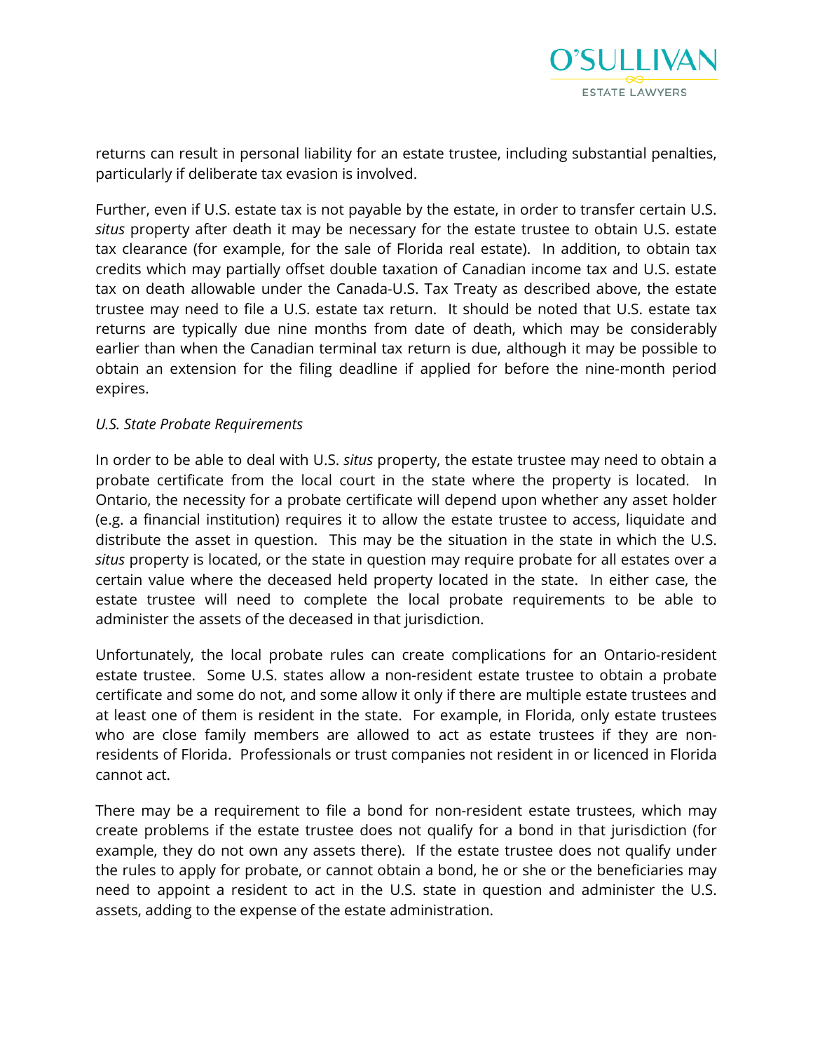returns can result in personal liability for an estate trustee, including substantial penalties, particularly if deliberate tax evasion is involved.

Further, even if U.S. estate tax is not payable by the estate, in order to transfer certain U.S. *situs* property after death it may be necessary for the estate trustee to obtain U.S. estate tax clearance (for example, for the sale of Florida real estate). In addition, to obtain tax credits which may partially offset double taxation of Canadian income tax and U.S. estate tax on death allowable under the Canada-U.S. Tax Treaty as described above, the estate trustee may need to file a U.S. estate tax return. It should be noted that U.S. estate tax returns are typically due nine months from date of death, which may be considerably earlier than when the Canadian terminal tax return is due, although it may be possible to obtain an extension for the filing deadline if applied for before the nine-month period expires.

*U.S. State Probate Requirements*

In order to be able to deal with U.S. *situs* property, the estate trustee may need to obtain a probate certificate from the local court in the state where the property is located. In Ontario, the necessity for a probate certificate will depend upon whether any asset holder (e.g. a financial institution) requires it to allow the estate trustee to access, liquidate and distribute the asset in question. This may be the situation in the state in which the U.S. *situs* property is located, or the state in question may require probate for all estates over a certain value where the deceased held property located in the state. In either case, the estate trustee will need to complete the local probate requirements to be able to administer the assets of the deceased in that jurisdiction.

Unfortunately, the local probate rules can create complications for an Ontario-resident estate trustee. Some U.S. states allow a non-resident estate trustee to obtain a probate certificate and some do not, and some allow it only if there are multiple estate trustees and at least one of them is resident in the state. For example, in Florida, only estate trustees who are close family members are allowed to act as estate trustees if they are non-residents of Florida. Professionals or trust companies not resident in or licenced in Florida cannot act.

There may be a requirement to file a bond for non-resident estate trustees, which may create problems if the estate trustee does not qualify for a bond in that jurisdiction (for example, they do not own any assets there). If the estate trustee does not qualify under the rules to apply for probate, or cannot obtain a bond, he or she or the beneficiaries may need to appoint a resident to act in the U.S. state in question and administer the U.S. assets, adding to the expense of the estate administration.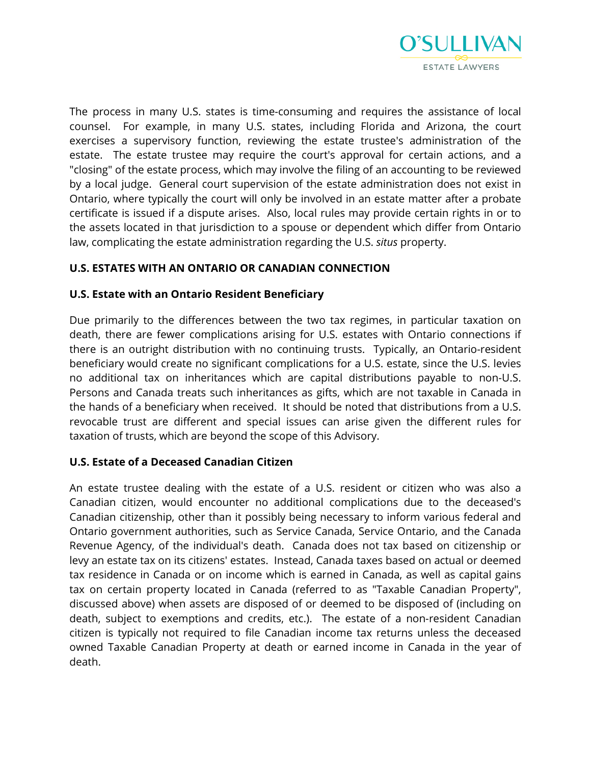The process in many U.S. states is time-consuming and requires the assistance of local counsel. For example, in many U.S. states, including Florida and Arizona, the court exercises a supervisory function, reviewing the estate trustee's administration of the estate. The estate trustee may require the court's approval for certain actions, and a "closing" of the estate process, which may involve the filing of an accounting to be reviewed by a local judge. General court supervision of the estate administration does not exist in Ontario, where typically the court will only be involved in an estate matter after a probate certificate is issued if a dispute arises. Also, local rules may provide certain rights in or to the assets located in that jurisdiction to a spouse or dependent which differ from Ontario law, complicating the estate administration regarding the U.S. *situs* property.

## U.S. ESTATES WITH AN ONTARIO OR CANADIAN CONNECTION

### U.S. Estate with an Ontario Resident Beneficiary

Due primarily to the differences between the two tax regimes, in particular taxation on death, there are fewer complications arising for U.S. estates with Ontario connections if there is an outright distribution with no continuing trusts. Typically, an Ontario-resident beneficiary would create no significant complications for a U.S. estate, since the U.S. levies no additional tax on inheritances which are capital distributions payable to non-U.S. Persons and Canada treats such inheritances as gifts, which are not taxable in Canada in the hands of a beneficiary when received. It should be noted that distributions from a U.S. revocable trust are different and special issues can arise given the different rules for taxation of trusts, which are beyond the scope of this Advisory.

### U.S. Estate of a Deceased Canadian Citizen

An estate trustee dealing with the estate of a U.S. resident or citizen who was also a Canadian citizen, would encounter no additional complications due to the deceased's Canadian citizenship, other than it possibly being necessary to inform various federal and Ontario government authorities, such as Service Canada, Service Ontario, and the Canada Revenue Agency, of the individual's death. Canada does not tax based on citizenship or levy an estate tax on its citizens' estates. Instead, Canada taxes based on actual or deemed tax residence in Canada or on income which is earned in Canada, as well as capital gains tax on certain property located in Canada (referred to as "Taxable Canadian Property", discussed above) when assets are disposed of or deemed to be disposed of (including on death, subject to exemptions and credits, etc.). The estate of a non-resident Canadian citizen is typically not required to file Canadian income tax returns unless the deceased owned Taxable Canadian Property at death or earned income in Canada in the year of death.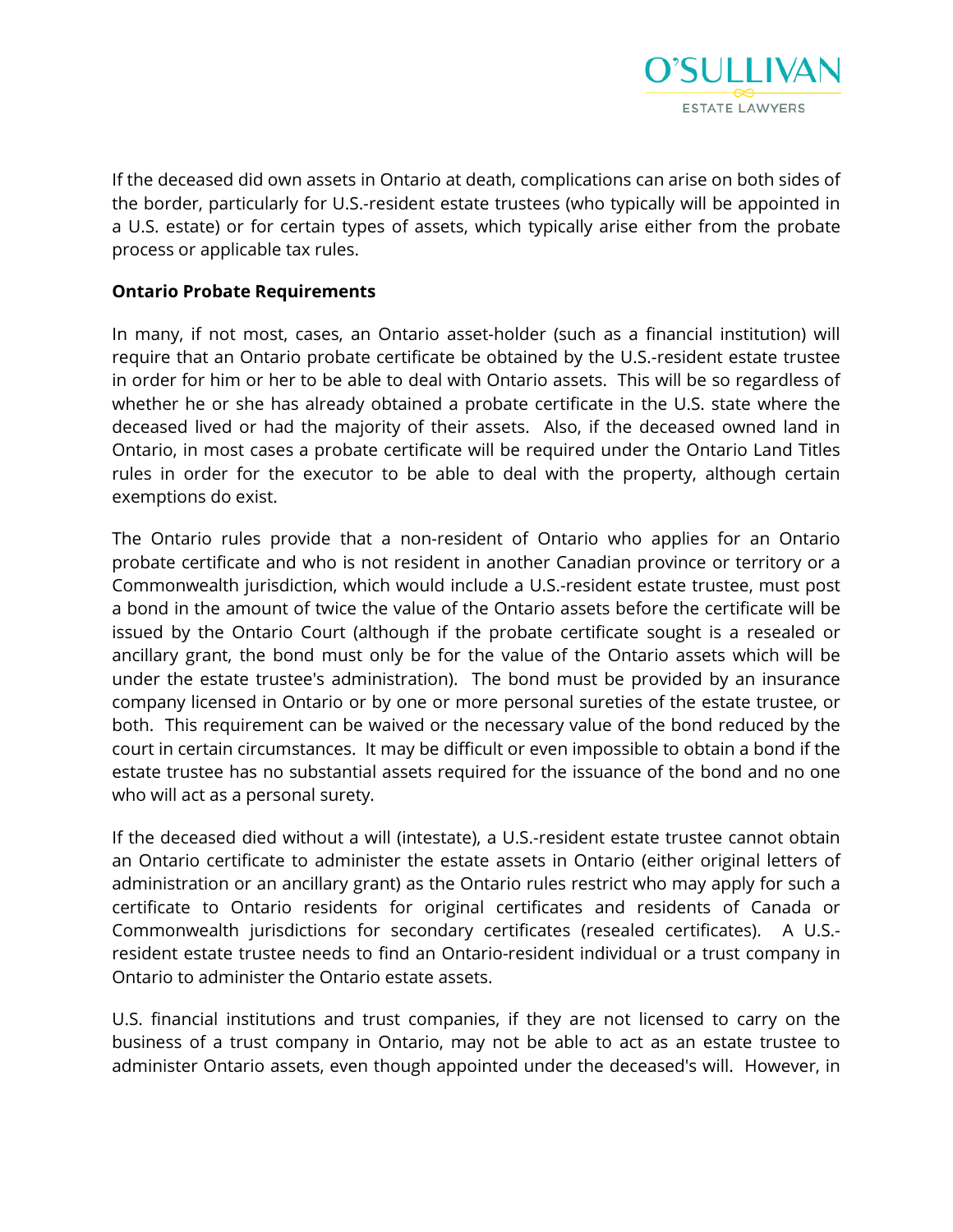If the deceased did own assets in Ontario at death, complications can arise on both sides of the border, particularly for U.S.-resident estate trustees (who typically will be appointed in a U.S. estate) or for certain types of assets, which typically arise either from the probate process or applicable tax rules.

**Ontario Probate Requirements**

In many, if not most, cases, an Ontario asset-holder (such as a financial institution) will require that an Ontario probate certificate be obtained by the U.S.-resident estate trustee in order for him or her to be able to deal with Ontario assets. This will be so regardless of whether he or she has already obtained a probate certificate in the U.S. state where the deceased lived or had the majority of their assets. Also, if the deceased owned land in Ontario, in most cases a probate certificate will be required under the Ontario Land Titles rules in order for the executor to be able to deal with the property, although certain exemptions do exist.

The Ontario rules provide that a non-resident of Ontario who applies for an Ontario probate certificate and who is not resident in another Canadian province or territory or a Commonwealth jurisdiction, which would include a U.S.-resident estate trustee, must post a bond in the amount of twice the value of the Ontario assets before the certificate will be issued by the Ontario Court (although if the probate certificate sought is a resealed or ancillary grant, the bond must only be for the value of the Ontario assets which will be under the estate trustee's administration). The bond must be provided by an insurance company licensed in Ontario or by one or more personal sureties of the estate trustee, or both. This requirement can be waived or the necessary value of the bond reduced by the court in certain circumstances. It may be difficult or even impossible to obtain a bond if the estate trustee has no substantial assets required for the issuance of the bond and no one who will act as a personal surety.

If the deceased died without a will (intestate), a U.S.-resident estate trustee cannot obtain an Ontario certificate to administer the estate assets in Ontario (either original letters of administration or an ancillary grant) as the Ontario rules restrict who may apply for such a certificate to Ontario residents for original certificates and residents of Canada or Commonwealth jurisdictions for secondary certificates (resealed certificates). A U.S.-resident estate trustee needs to find an Ontario-resident individual or a trust company in Ontario to administer the Ontario estate assets.

U.S. financial institutions and trust companies, if they are not licensed to carry on the business of a trust company in Ontario, may not be able to act as an estate trustee to administer Ontario assets, even though appointed under the deceased's will. However, in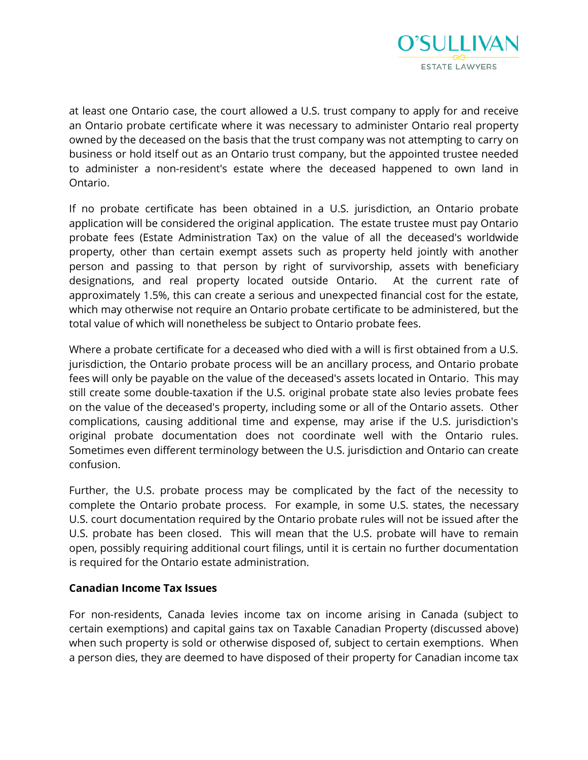at least one Ontario case, the court allowed a U.S. trust company to apply for and receive an Ontario probate certificate where it was necessary to administer Ontario real property owned by the deceased on the basis that the trust company was not attempting to carry on business or hold itself out as an Ontario trust company, but the appointed trustee needed to administer a non-resident's estate where the deceased happened to own land in Ontario.

If no probate certificate has been obtained in a U.S. jurisdiction, an Ontario probate application will be considered the original application. The estate trustee must pay Ontario probate fees (Estate Administration Tax) on the value of all the deceased's worldwide property, other than certain exempt assets such as property held jointly with another person and passing to that person by right of survivorship, assets with beneficiary designations, and real property located outside Ontario. At the current rate of approximately 1.5%, this can create a serious and unexpected financial cost for the estate, which may otherwise not require an Ontario probate certificate to be administered, but the total value of which will nonetheless be subject to Ontario probate fees.

Where a probate certificate for a deceased who died with a will is first obtained from a U.S. jurisdiction, the Ontario probate process will be an ancillary process, and Ontario probate fees will only be payable on the value of the deceased's assets located in Ontario. This may still create some double-taxation if the U.S. original probate state also levies probate fees on the value of the deceased's property, including some or all of the Ontario assets. Other complications, causing additional time and expense, may arise if the U.S. jurisdiction's original probate documentation does not coordinate well with the Ontario rules. Sometimes even different terminology between the U.S. jurisdiction and Ontario can create confusion.

Further, the U.S. probate process may be complicated by the fact of the necessity to complete the Ontario probate process. For example, in some U.S. states, the necessary U.S. court documentation required by the Ontario probate rules will not be issued after the U.S. probate has been closed. This will mean that the U.S. probate will have to remain open, possibly requiring additional court filings, until it is certain no further documentation is required for the Ontario estate administration.

**Canadian Income Tax Issues**

For non-residents, Canada levies income tax on income arising in Canada (subject to certain exemptions) and capital gains tax on Taxable Canadian Property (discussed above) when such property is sold or otherwise disposed of, subject to certain exemptions. When a person dies, they are deemed to have disposed of their property for Canadian income tax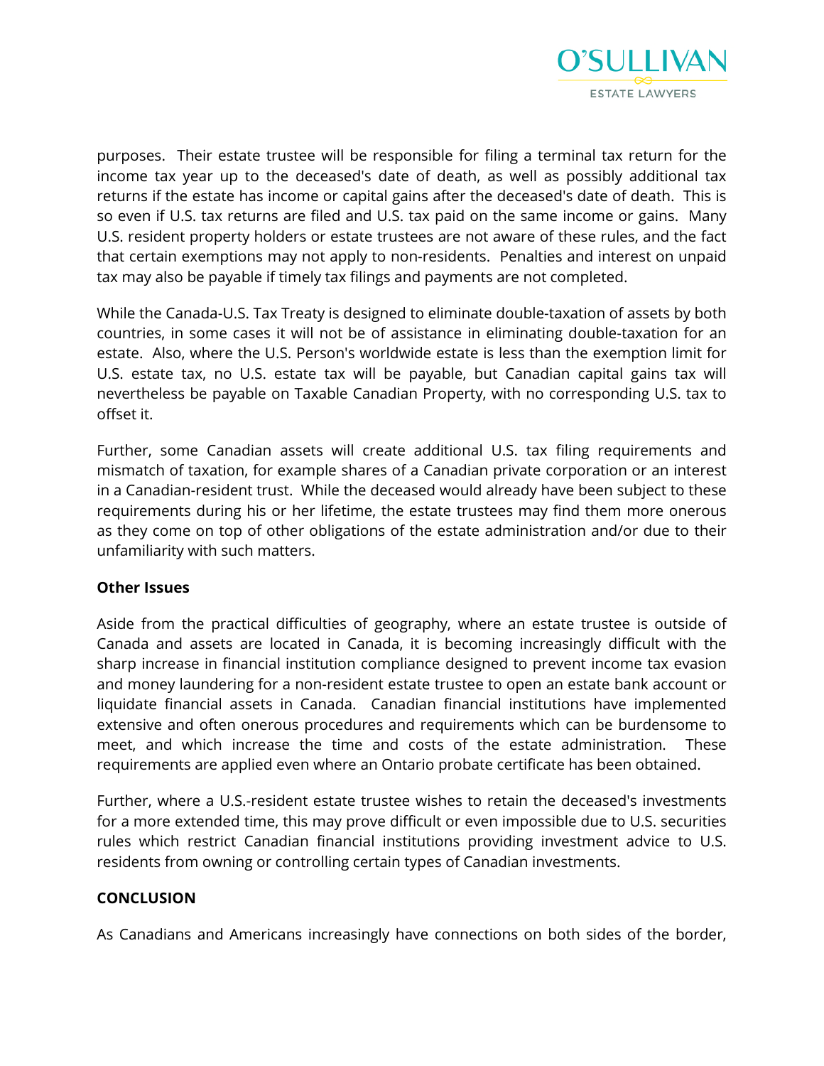purposes. Their estate trustee will be responsible for filing a terminal tax return for the income tax year up to the deceased's date of death, as well as possibly additional tax returns if the estate has income or capital gains after the deceased's date of death. This is so even if U.S. tax returns are filed and U.S. tax paid on the same income or gains. Many U.S. resident property holders or estate trustees are not aware of these rules, and the fact that certain exemptions may not apply to non-residents. Penalties and interest on unpaid tax may also be payable if timely tax filings and payments are not completed.

While the Canada-U.S. Tax Treaty is designed to eliminate double-taxation of assets by both countries, in some cases it will not be of assistance in eliminating double-taxation for an estate. Also, where the U.S. Person's worldwide estate is less than the exemption limit for U.S. estate tax, no U.S. estate tax will be payable, but Canadian capital gains tax will nevertheless be payable on Taxable Canadian Property, with no corresponding U.S. tax to offset it.

Further, some Canadian assets will create additional U.S. tax filing requirements and mismatch of taxation, for example shares of a Canadian private corporation or an interest in a Canadian-resident trust. While the deceased would already have been subject to these requirements during his or her lifetime, the estate trustees may find them more onerous as they come on top of other obligations of the estate administration and/or due to their unfamiliarity with such matters.

**Other Issues**

Aside from the practical difficulties of geography, where an estate trustee is outside of Canada and assets are located in Canada, it is becoming increasingly difficult with the sharp increase in financial institution compliance designed to prevent income tax evasion and money laundering for a non-resident estate trustee to open an estate bank account or liquidate financial assets in Canada. Canadian financial institutions have implemented extensive and often onerous procedures and requirements which can be burdensome to meet, and which increase the time and costs of the estate administration. These requirements are applied even where an Ontario probate certificate has been obtained.

Further, where a U.S.-resident estate trustee wishes to retain the deceased's investments for a more extended time, this may prove difficult or even impossible due to U.S. securities rules which restrict Canadian financial institutions providing investment advice to U.S. residents from owning or controlling certain types of Canadian investments.

## CONCLUSION

As Canadians and Americans increasingly have connections on both sides of the border,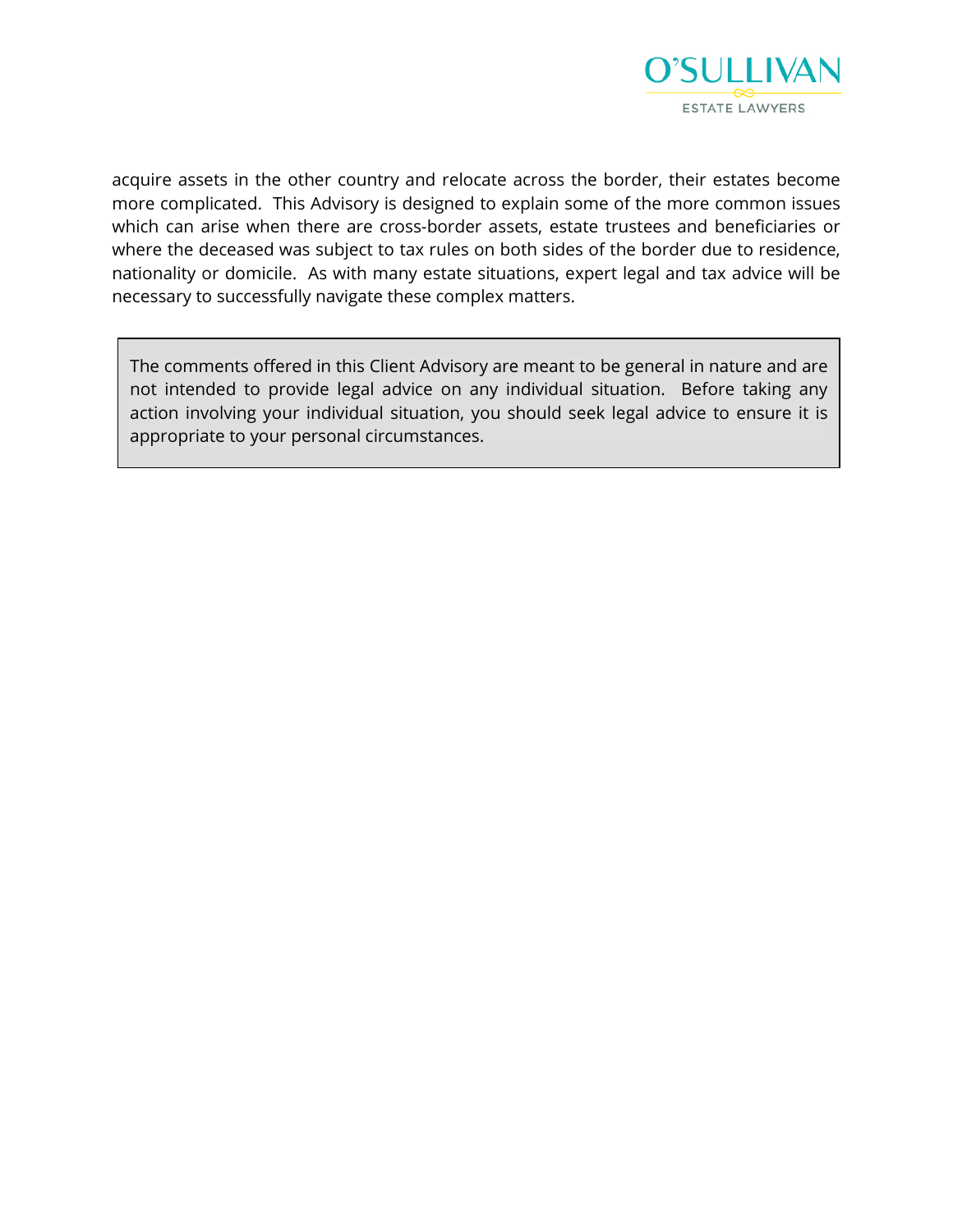acquire assets in the other country and relocate across the border, their estates become more complicated. This Advisory is designed to explain some of the more common issues which can arise when there are cross-border assets, estate trustees and beneficiaries or where the deceased was subject to tax rules on both sides of the border due to residence, nationality or domicile. As with many estate situations, expert legal and tax advice will be necessary to successfully navigate these complex matters.

> The comments offered in this Client Advisory are meant to be general in nature and are not intended to provide legal advice on any individual situation. Before taking any action involving your individual situation, you should seek legal advice to ensure it is appropriate to your personal circumstances.